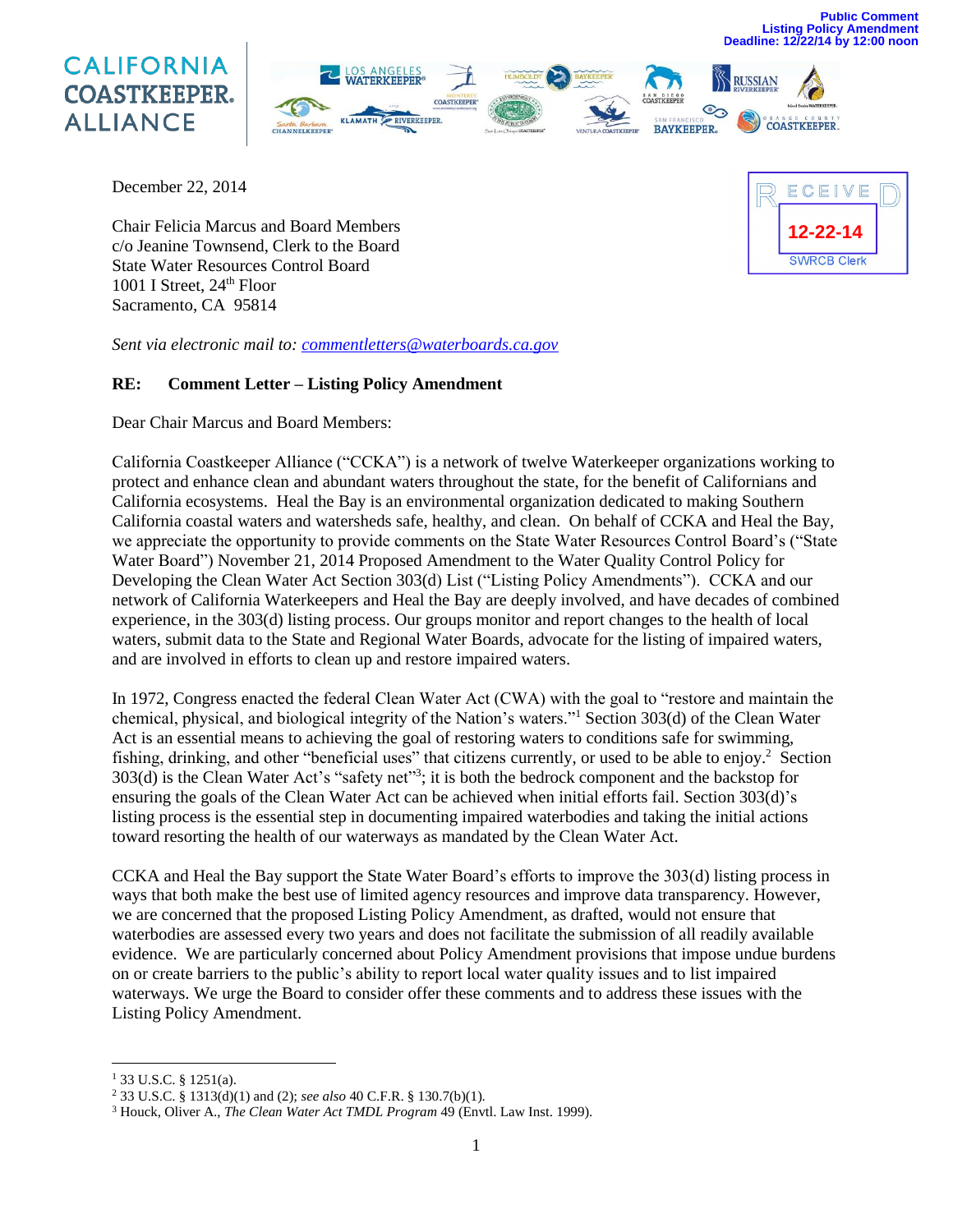Public Comment
Listing Policy Amendment
Deadline: 12/22/14 by 12:00 noon

CALIFORNIA COASTKEEPER. ALLIANCE

RECEIVED
12-22-14
SWRCB Clerk

December 22, 2014

Chair Felicia Marcus and Board Members
c/o Jeanine Townsend, Clerk to the Board
State Water Resources Control Board
1001 I Street, 24th Floor
Sacramento, CA 95814

*Sent via electronic mail to: commentletters@waterboards.ca.gov*

**RE: Comment Letter – Listing Policy Amendment**

Dear Chair Marcus and Board Members:

California Coastkeeper Alliance ("CCKA") is a network of twelve Waterkeeper organizations working to protect and enhance clean and abundant waters throughout the state, for the benefit of Californians and California ecosystems. Heal the Bay is an environmental organization dedicated to making Southern California coastal waters and watersheds safe, healthy, and clean. On behalf of CCKA and Heal the Bay, we appreciate the opportunity to provide comments on the State Water Resources Control Board's ("State Water Board") November 21, 2014 Proposed Amendment to the Water Quality Control Policy for Developing the Clean Water Act Section 303(d) List ("Listing Policy Amendments"). CCKA and our network of California Waterkeepers and Heal the Bay are deeply involved, and have decades of combined experience, in the 303(d) listing process. Our groups monitor and report changes to the health of local waters, submit data to the State and Regional Water Boards, advocate for the listing of impaired waters, and are involved in efforts to clean up and restore impaired waters.

In 1972, Congress enacted the federal Clean Water Act (CWA) with the goal to "restore and maintain the chemical, physical, and biological integrity of the Nation's waters."[1] Section 303(d) of the Clean Water Act is an essential means to achieving the goal of restoring waters to conditions safe for swimming, fishing, drinking, and other "beneficial uses" that citizens currently, or used to be able to enjoy.[2] Section 303(d) is the Clean Water Act's "safety net"[3]; it is both the bedrock component and the backstop for ensuring the goals of the Clean Water Act can be achieved when initial efforts fail. Section 303(d)'s listing process is the essential step in documenting impaired waterbodies and taking the initial actions toward resorting the health of our waterways as mandated by the Clean Water Act.

CCKA and Heal the Bay support the State Water Board's efforts to improve the 303(d) listing process in ways that both make the best use of limited agency resources and improve data transparency. However, we are concerned that the proposed Listing Policy Amendment, as drafted, would not ensure that waterbodies are assessed every two years and does not facilitate the submission of all readily available evidence. We are particularly concerned about Policy Amendment provisions that impose undue burdens on or create barriers to the public's ability to report local water quality issues and to list impaired waterways. We urge the Board to consider offer these comments and to address these issues with the Listing Policy Amendment.

[1] 33 U.S.C. § 1251(a).
[2] 33 U.S.C. § 1313(d)(1) and (2); *see also* 40 C.F.R. § 130.7(b)(1).
[3] Houck, Oliver A., *The Clean Water Act TMDL Program* 49 (Envtl. Law Inst. 1999).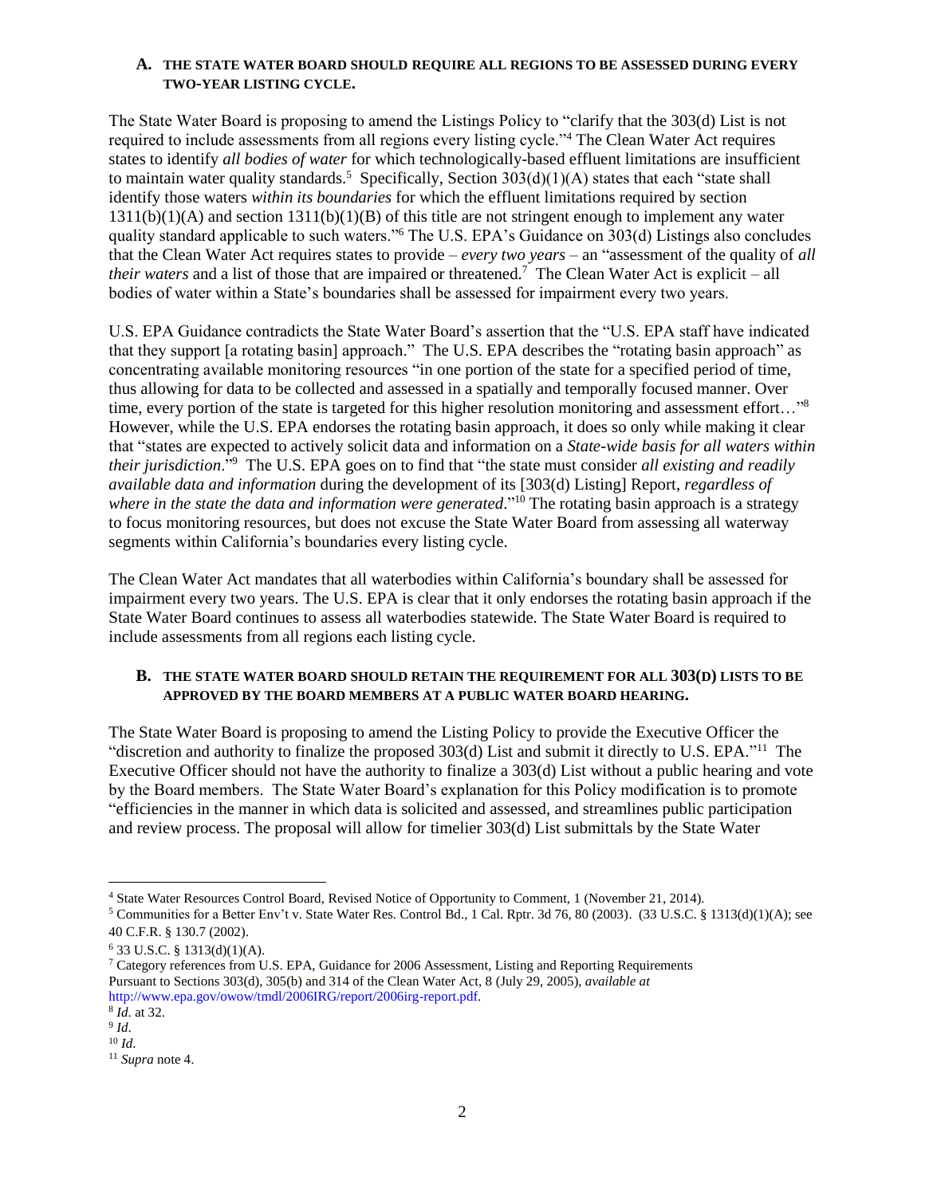### A. THE STATE WATER BOARD SHOULD REQUIRE ALL REGIONS TO BE ASSESSED DURING EVERY TWO-YEAR LISTING CYCLE.

The State Water Board is proposing to amend the Listings Policy to "clarify that the 303(d) List is not required to include assessments from all regions every listing cycle."[4] The Clean Water Act requires states to identify *all bodies of water* for which technologically-based effluent limitations are insufficient to maintain water quality standards.[5] Specifically, Section 303(d)(1)(A) states that each "state shall identify those waters *within its boundaries* for which the effluent limitations required by section 1311(b)(1)(A) and section 1311(b)(1)(B) of this title are not stringent enough to implement any water quality standard applicable to such waters."[6] The U.S. EPA's Guidance on 303(d) Listings also concludes that the Clean Water Act requires states to provide – *every two years* – an "assessment of the quality of *all their waters* and a list of those that are impaired or threatened.[7] The Clean Water Act is explicit – all bodies of water within a State's boundaries shall be assessed for impairment every two years.

U.S. EPA Guidance contradicts the State Water Board's assertion that the "U.S. EPA staff have indicated that they support [a rotating basin] approach." The U.S. EPA describes the "rotating basin approach" as concentrating available monitoring resources "in one portion of the state for a specified period of time, thus allowing for data to be collected and assessed in a spatially and temporally focused manner. Over time, every portion of the state is targeted for this higher resolution monitoring and assessment effort…"[8] However, while the U.S. EPA endorses the rotating basin approach, it does so only while making it clear that "states are expected to actively solicit data and information on a *State-wide basis for all waters within their jurisdiction*."[9] The U.S. EPA goes on to find that "the state must consider *all existing and readily available data and information* during the development of its [303(d) Listing] Report, *regardless of where in the state the data and information were generated*."[10] The rotating basin approach is a strategy to focus monitoring resources, but does not excuse the State Water Board from assessing all waterway segments within California's boundaries every listing cycle.

The Clean Water Act mandates that all waterbodies within California's boundary shall be assessed for impairment every two years. The U.S. EPA is clear that it only endorses the rotating basin approach if the State Water Board continues to assess all waterbodies statewide. The State Water Board is required to include assessments from all regions each listing cycle.

### B. THE STATE WATER BOARD SHOULD RETAIN THE REQUIREMENT FOR ALL 303(D) LISTS TO BE APPROVED BY THE BOARD MEMBERS AT A PUBLIC WATER BOARD HEARING.

The State Water Board is proposing to amend the Listing Policy to provide the Executive Officer the "discretion and authority to finalize the proposed 303(d) List and submit it directly to U.S. EPA."[11] The Executive Officer should not have the authority to finalize a 303(d) List without a public hearing and vote by the Board members. The State Water Board's explanation for this Policy modification is to promote "efficiencies in the manner in which data is solicited and assessed, and streamlines public participation and review process. The proposal will allow for timelier 303(d) List submittals by the State Water

---

[4] State Water Resources Control Board, Revised Notice of Opportunity to Comment, 1 (November 21, 2014).

[5] Communities for a Better Env't v. State Water Res. Control Bd., 1 Cal. Rptr. 3d 76, 80 (2003). (33 U.S.C. § 1313(d)(1)(A); see 40 C.F.R. § 130.7 (2002).

[6] 33 U.S.C. § 1313(d)(1)(A).

[7] Category references from U.S. EPA, Guidance for 2006 Assessment, Listing and Reporting Requirements Pursuant to Sections 303(d), 305(b) and 314 of the Clean Water Act, 8 (July 29, 2005), *available at* http://www.epa.gov/owow/tmdl/2006IRG/report/2006irg-report.pdf.

[8] *Id*. at 32.

[9] *Id*.

[10] *Id*.

[11] *Supra* note 4.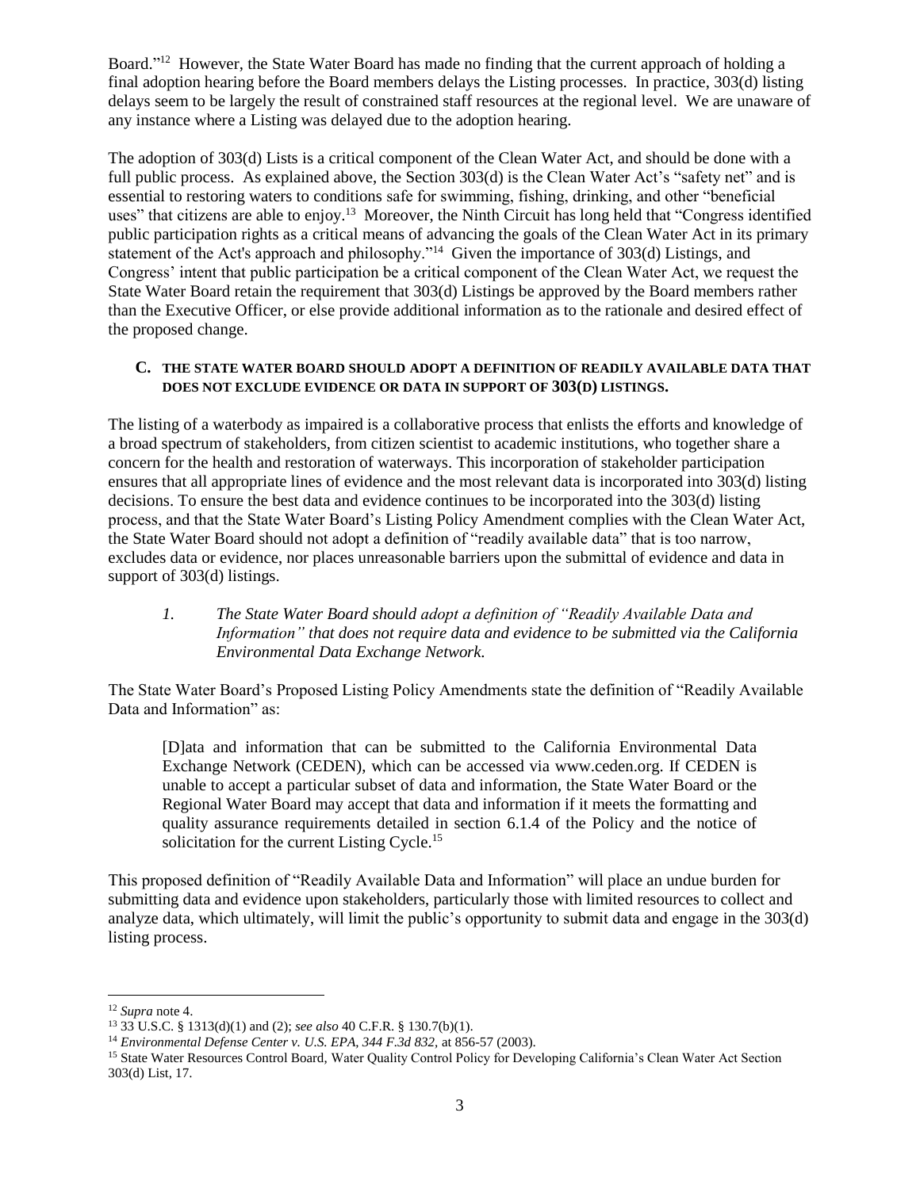Board."[12] However, the State Water Board has made no finding that the current approach of holding a final adoption hearing before the Board members delays the Listing processes. In practice, 303(d) listing delays seem to be largely the result of constrained staff resources at the regional level. We are unaware of any instance where a Listing was delayed due to the adoption hearing.

The adoption of 303(d) Lists is a critical component of the Clean Water Act, and should be done with a full public process. As explained above, the Section 303(d) is the Clean Water Act's "safety net" and is essential to restoring waters to conditions safe for swimming, fishing, drinking, and other "beneficial uses" that citizens are able to enjoy.[13] Moreover, the Ninth Circuit has long held that "Congress identified public participation rights as a critical means of advancing the goals of the Clean Water Act in its primary statement of the Act's approach and philosophy."[14] Given the importance of 303(d) Listings, and Congress' intent that public participation be a critical component of the Clean Water Act, we request the State Water Board retain the requirement that 303(d) Listings be approved by the Board members rather than the Executive Officer, or else provide additional information as to the rationale and desired effect of the proposed change.

### C. THE STATE WATER BOARD SHOULD ADOPT A DEFINITION OF READILY AVAILABLE DATA THAT DOES NOT EXCLUDE EVIDENCE OR DATA IN SUPPORT OF 303(D) LISTINGS.

The listing of a waterbody as impaired is a collaborative process that enlists the efforts and knowledge of a broad spectrum of stakeholders, from citizen scientist to academic institutions, who together share a concern for the health and restoration of waterways. This incorporation of stakeholder participation ensures that all appropriate lines of evidence and the most relevant data is incorporated into 303(d) listing decisions. To ensure the best data and evidence continues to be incorporated into the 303(d) listing process, and that the State Water Board's Listing Policy Amendment complies with the Clean Water Act, the State Water Board should not adopt a definition of "readily available data" that is too narrow, excludes data or evidence, nor places unreasonable barriers upon the submittal of evidence and data in support of 303(d) listings.

#### *1. The State Water Board should adopt a definition of "Readily Available Data and Information" that does not require data and evidence to be submitted via the California Environmental Data Exchange Network.*

The State Water Board's Proposed Listing Policy Amendments state the definition of "Readily Available Data and Information" as:

> [D]ata and information that can be submitted to the California Environmental Data Exchange Network (CEDEN), which can be accessed via www.ceden.org. If CEDEN is unable to accept a particular subset of data and information, the State Water Board or the Regional Water Board may accept that data and information if it meets the formatting and quality assurance requirements detailed in section 6.1.4 of the Policy and the notice of solicitation for the current Listing Cycle.[15]

This proposed definition of "Readily Available Data and Information" will place an undue burden for submitting data and evidence upon stakeholders, particularly those with limited resources to collect and analyze data, which ultimately, will limit the public's opportunity to submit data and engage in the 303(d) listing process.

---

[12] *Supra* note 4.

[13] 33 U.S.C. § 1313(d)(1) and (2); *see also* 40 C.F.R. § 130.7(b)(1).

[14] *Environmental Defense Center v. U.S. EPA, 344 F.3d 832,* at 856-57 (2003).

[15] State Water Resources Control Board, Water Quality Control Policy for Developing California's Clean Water Act Section 303(d) List, 17.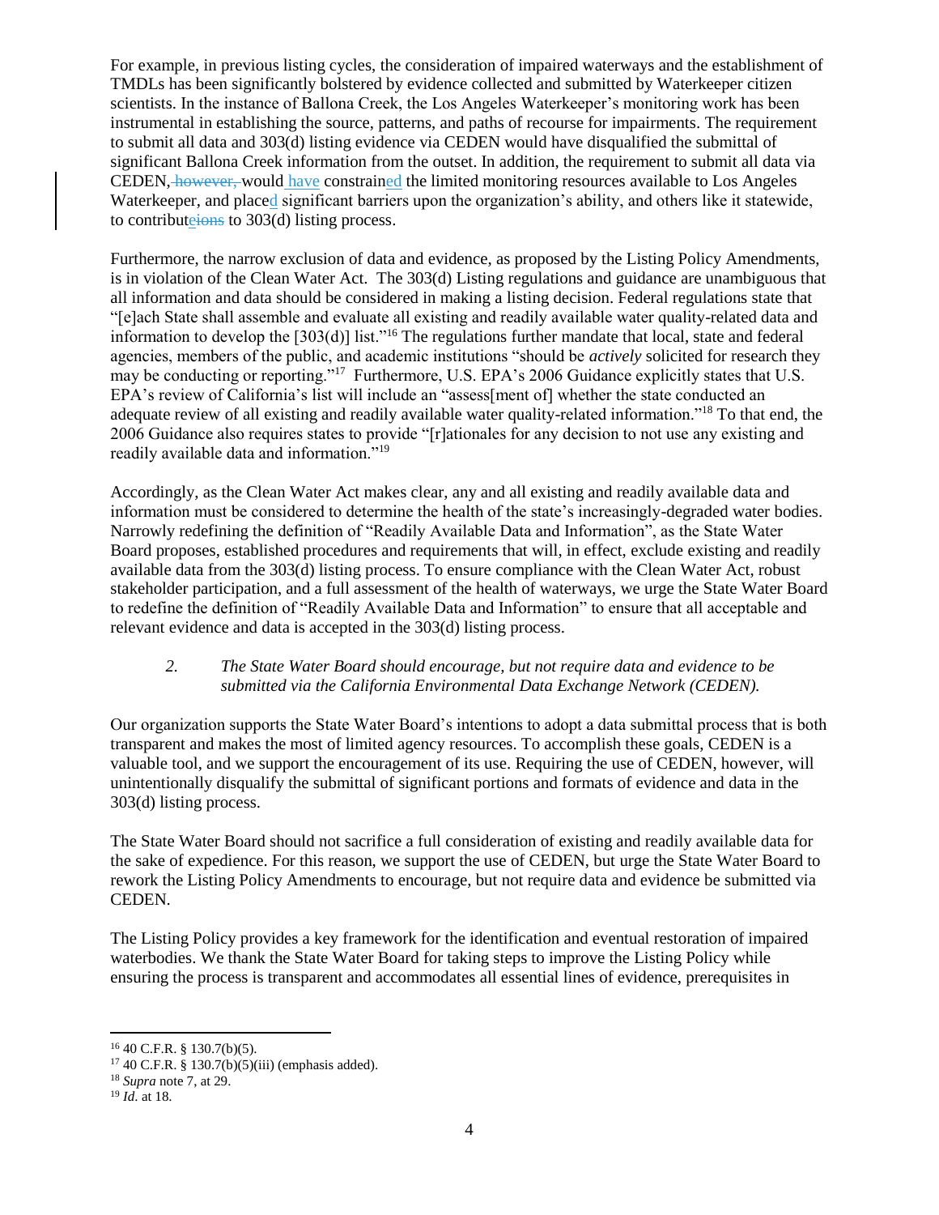For example, in previous listing cycles, the consideration of impaired waterways and the establishment of TMDLs has been significantly bolstered by evidence collected and submitted by Waterkeeper citizen scientists. In the instance of Ballona Creek, the Los Angeles Waterkeeper's monitoring work has been instrumental in establishing the source, patterns, and paths of recourse for impairments. The requirement to submit all data and 303(d) listing evidence via CEDEN would have disqualified the submittal of significant Ballona Creek information from the outset. In addition, the requirement to submit all data via CEDEN would have constrained the limited monitoring resources available to Los Angeles Waterkeeper, and placed significant barriers upon the organization's ability, and others like it statewide, to contribute to 303(d) listing process.

Furthermore, the narrow exclusion of data and evidence, as proposed by the Listing Policy Amendments, is in violation of the Clean Water Act. The 303(d) Listing regulations and guidance are unambiguous that all information and data should be considered in making a listing decision. Federal regulations state that "[e]ach State shall assemble and evaluate all existing and readily available water quality-related data and information to develop the [303(d)] list."[16] The regulations further mandate that local, state and federal agencies, members of the public, and academic institutions "should be *actively* solicited for research they may be conducting or reporting."[17] Furthermore, U.S. EPA's 2006 Guidance explicitly states that U.S. EPA's review of California's list will include an "assess[ment of] whether the state conducted an adequate review of all existing and readily available water quality-related information."[18] To that end, the 2006 Guidance also requires states to provide "[r]ationales for any decision to not use any existing and readily available data and information."[19]

Accordingly, as the Clean Water Act makes clear, any and all existing and readily available data and information must be considered to determine the health of the state's increasingly-degraded water bodies. Narrowly redefining the definition of "Readily Available Data and Information", as the State Water Board proposes, established procedures and requirements that will, in effect, exclude existing and readily available data from the 303(d) listing process. To ensure compliance with the Clean Water Act, robust stakeholder participation, and a full assessment of the health of waterways, we urge the State Water Board to redefine the definition of "Readily Available Data and Information" to ensure that all acceptable and relevant evidence and data is accepted in the 303(d) listing process.

*2. The State Water Board should encourage, but not require data and evidence to be submitted via the California Environmental Data Exchange Network (CEDEN).*

Our organization supports the State Water Board's intentions to adopt a data submittal process that is both transparent and makes the most of limited agency resources. To accomplish these goals, CEDEN is a valuable tool, and we support the encouragement of its use. Requiring the use of CEDEN, however, will unintentionally disqualify the submittal of significant portions and formats of evidence and data in the 303(d) listing process.

The State Water Board should not sacrifice a full consideration of existing and readily available data for the sake of expedience. For this reason, we support the use of CEDEN, but urge the State Water Board to rework the Listing Policy Amendments to encourage, but not require data and evidence be submitted via CEDEN.

The Listing Policy provides a key framework for the identification and eventual restoration of impaired waterbodies. We thank the State Water Board for taking steps to improve the Listing Policy while ensuring the process is transparent and accommodates all essential lines of evidence, prerequisites in

---

[16] 40 C.F.R. § 130.7(b)(5).

[17] 40 C.F.R. § 130.7(b)(5)(iii) (emphasis added).

[18] *Supra* note 7, at 29.

[19] *Id.* at 18.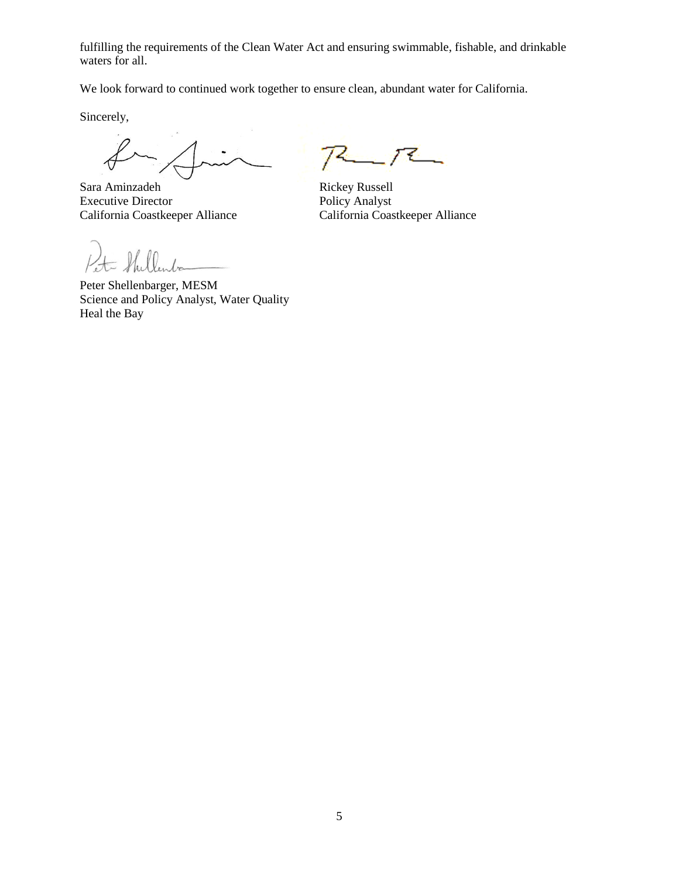fulfilling the requirements of the Clean Water Act and ensuring swimmable, fishable, and drinkable waters for all.

We look forward to continued work together to ensure clean, abundant water for California.

Sincerely,

Sara Aminzadeh
Executive Director
California Coastkeeper Alliance

Rickey Russell
Policy Analyst
California Coastkeeper Alliance

Peter Shellenbarger, MESM
Science and Policy Analyst, Water Quality
Heal the Bay